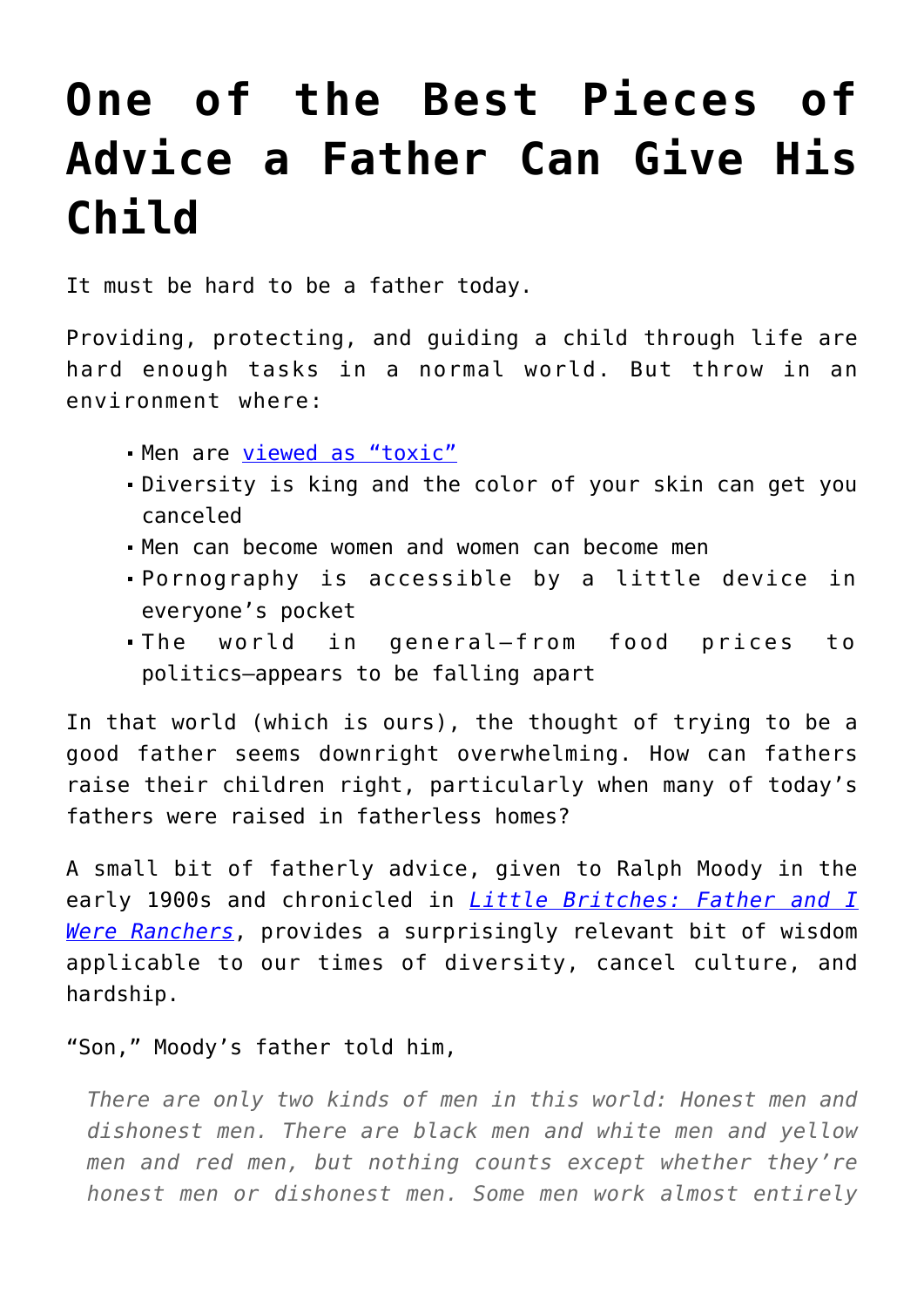# One of the Best Pieces of Advice a Father Can Give His Child

It must be hard to be a father today.

Providing, protecting, and guiding a child through life are hard enough tasks in a normal world. But throw in an environment where:

- Men are [viewed as "toxic"]
- Diversity is king and the color of your skin can get you canceled
- Men can become women and women can become men
- Pornography is accessible by a little device in everyone's pocket
- The world in general—from food prices to politics—appears to be falling apart

In that world (which is ours), the thought of trying to be a good father seems downright overwhelming. How can fathers raise their children right, particularly when many of today's fathers were raised in fatherless homes?

A small bit of fatherly advice, given to Ralph Moody in the early 1900s and chronicled in *Little Britches: Father and I Were Ranchers*, provides a surprisingly relevant bit of wisdom applicable to our times of diversity, cancel culture, and hardship.

"Son," Moody's father told him,

> *There are only two kinds of men in this world: Honest men and dishonest men. There are black men and white men and yellow men and red men, but nothing counts except whether they're honest men or dishonest men. Some men work almost entirely*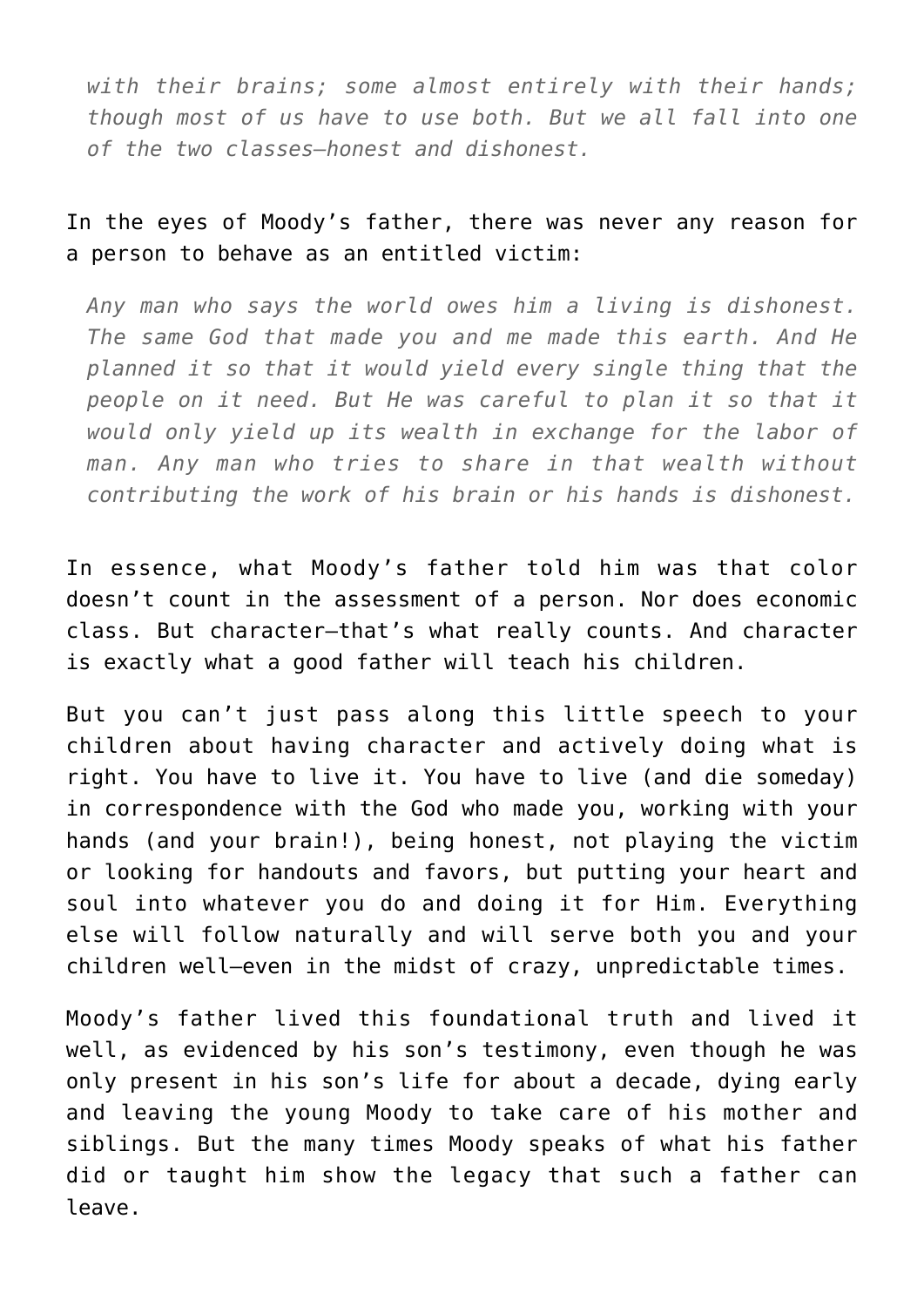> *with their brains; some almost entirely with their hands; though most of us have to use both. But we all fall into one of the two classes—honest and dishonest.*

In the eyes of Moody's father, there was never any reason for a person to behave as an entitled victim:

> *Any man who says the world owes him a living is dishonest. The same God that made you and me made this earth. And He planned it so that it would yield every single thing that the people on it need. But He was careful to plan it so that it would only yield up its wealth in exchange for the labor of man. Any man who tries to share in that wealth without contributing the work of his brain or his hands is dishonest.*

In essence, what Moody's father told him was that color doesn't count in the assessment of a person. Nor does economic class. But character—that's what really counts. And character is exactly what a good father will teach his children.

But you can't just pass along this little speech to your children about having character and actively doing what is right. You have to live it. You have to live (and die someday) in correspondence with the God who made you, working with your hands (and your brain!), being honest, not playing the victim or looking for handouts and favors, but putting your heart and soul into whatever you do and doing it for Him. Everything else will follow naturally and will serve both you and your children well—even in the midst of crazy, unpredictable times.

Moody's father lived this foundational truth and lived it well, as evidenced by his son's testimony, even though he was only present in his son's life for about a decade, dying early and leaving the young Moody to take care of his mother and siblings. But the many times Moody speaks of what his father did or taught him show the legacy that such a father can leave.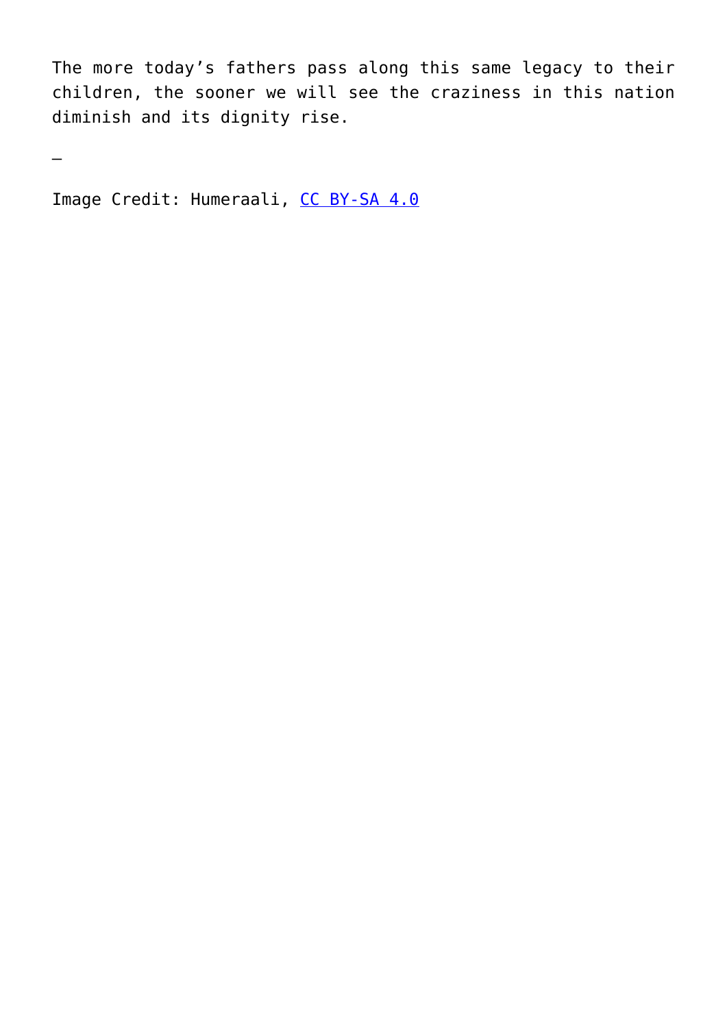The more today's fathers pass along this same legacy to their children, the sooner we will see the craziness in this nation diminish and its dignity rise.

—

Image Credit: Humeraali, [CC BY-SA 4.0](https://creativecommons.org/licenses/by-sa/4.0/)